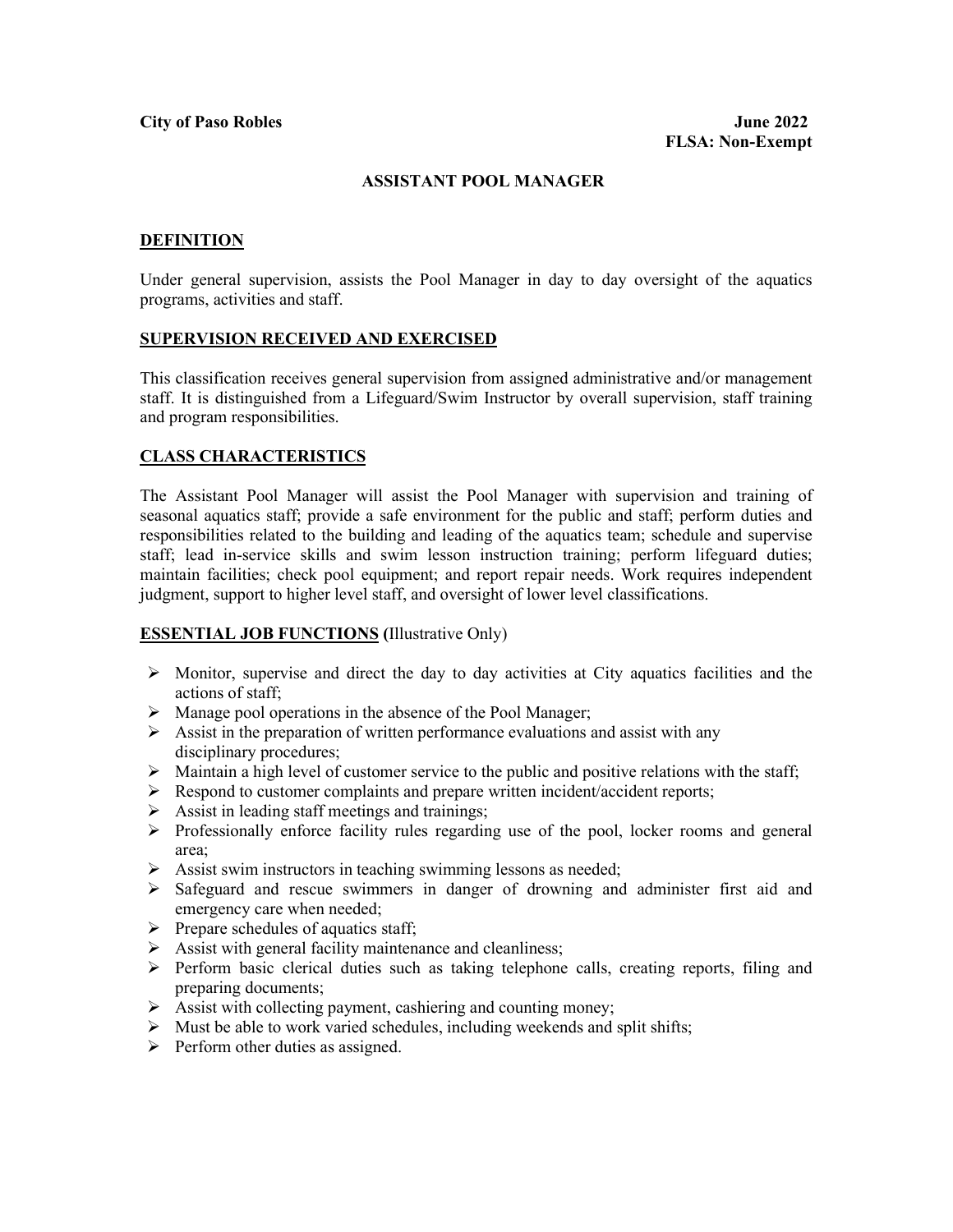**City of Paso Robles** **June 2022**

**FLSA: Non-Exempt**

# ASSISTANT POOL MANAGER

## DEFINITION

Under general supervision, assists the Pool Manager in day to day oversight of the aquatics programs, activities and staff.

## SUPERVISION RECEIVED AND EXERCISED

This classification receives general supervision from assigned administrative and/or management staff. It is distinguished from a Lifeguard/Swim Instructor by overall supervision, staff training and program responsibilities.

## CLASS CHARACTERISTICS

The Assistant Pool Manager will assist the Pool Manager with supervision and training of seasonal aquatics staff; provide a safe environment for the public and staff; perform duties and responsibilities related to the building and leading of the aquatics team; schedule and supervise staff; lead in-service skills and swim lesson instruction training; perform lifeguard duties; maintain facilities; check pool equipment; and report repair needs. Work requires independent judgment, support to higher level staff, and oversight of lower level classifications.

## ESSENTIAL JOB FUNCTIONS (Illustrative Only)

- Monitor, supervise and direct the day to day activities at City aquatics facilities and the actions of staff;
- Manage pool operations in the absence of the Pool Manager;
- Assist in the preparation of written performance evaluations and assist with any disciplinary procedures;
- Maintain a high level of customer service to the public and positive relations with the staff;
- Respond to customer complaints and prepare written incident/accident reports;
- Assist in leading staff meetings and trainings;
- Professionally enforce facility rules regarding use of the pool, locker rooms and general area;
- Assist swim instructors in teaching swimming lessons as needed;
- Safeguard and rescue swimmers in danger of drowning and administer first aid and emergency care when needed;
- Prepare schedules of aquatics staff;
- Assist with general facility maintenance and cleanliness;
- Perform basic clerical duties such as taking telephone calls, creating reports, filing and preparing documents;
- Assist with collecting payment, cashiering and counting money;
- Must be able to work varied schedules, including weekends and split shifts;
- Perform other duties as assigned.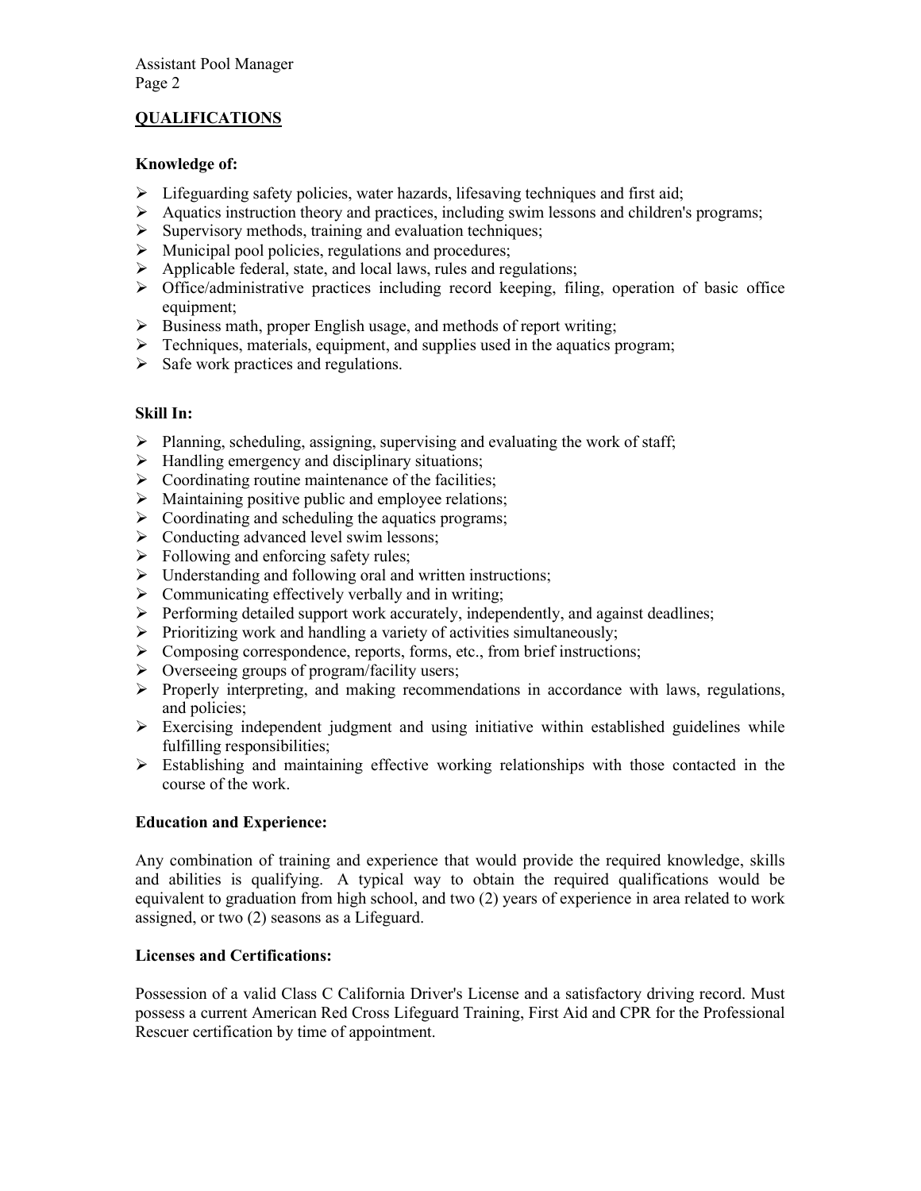## QUALIFICATIONS

### Knowledge of:

- Lifeguarding safety policies, water hazards, lifesaving techniques and first aid;
- Aquatics instruction theory and practices, including swim lessons and children's programs;
- Supervisory methods, training and evaluation techniques;
- Municipal pool policies, regulations and procedures;
- Applicable federal, state, and local laws, rules and regulations;
- Office/administrative practices including record keeping, filing, operation of basic office equipment;
- Business math, proper English usage, and methods of report writing;
- Techniques, materials, equipment, and supplies used in the aquatics program;
- Safe work practices and regulations.

### Skill In:

- Planning, scheduling, assigning, supervising and evaluating the work of staff;
- Handling emergency and disciplinary situations;
- Coordinating routine maintenance of the facilities;
- Maintaining positive public and employee relations;
- Coordinating and scheduling the aquatics programs;
- Conducting advanced level swim lessons;
- Following and enforcing safety rules;
- Understanding and following oral and written instructions;
- Communicating effectively verbally and in writing;
- Performing detailed support work accurately, independently, and against deadlines;
- Prioritizing work and handling a variety of activities simultaneously;
- Composing correspondence, reports, forms, etc., from brief instructions;
- Overseeing groups of program/facility users;
- Properly interpreting, and making recommendations in accordance with laws, regulations, and policies;
- Exercising independent judgment and using initiative within established guidelines while fulfilling responsibilities;
- Establishing and maintaining effective working relationships with those contacted in the course of the work.

### Education and Experience:

Any combination of training and experience that would provide the required knowledge, skills and abilities is qualifying. A typical way to obtain the required qualifications would be equivalent to graduation from high school, and two (2) years of experience in area related to work assigned, or two (2) seasons as a Lifeguard.

### Licenses and Certifications:

Possession of a valid Class C California Driver's License and a satisfactory driving record. Must possess a current American Red Cross Lifeguard Training, First Aid and CPR for the Professional Rescuer certification by time of appointment.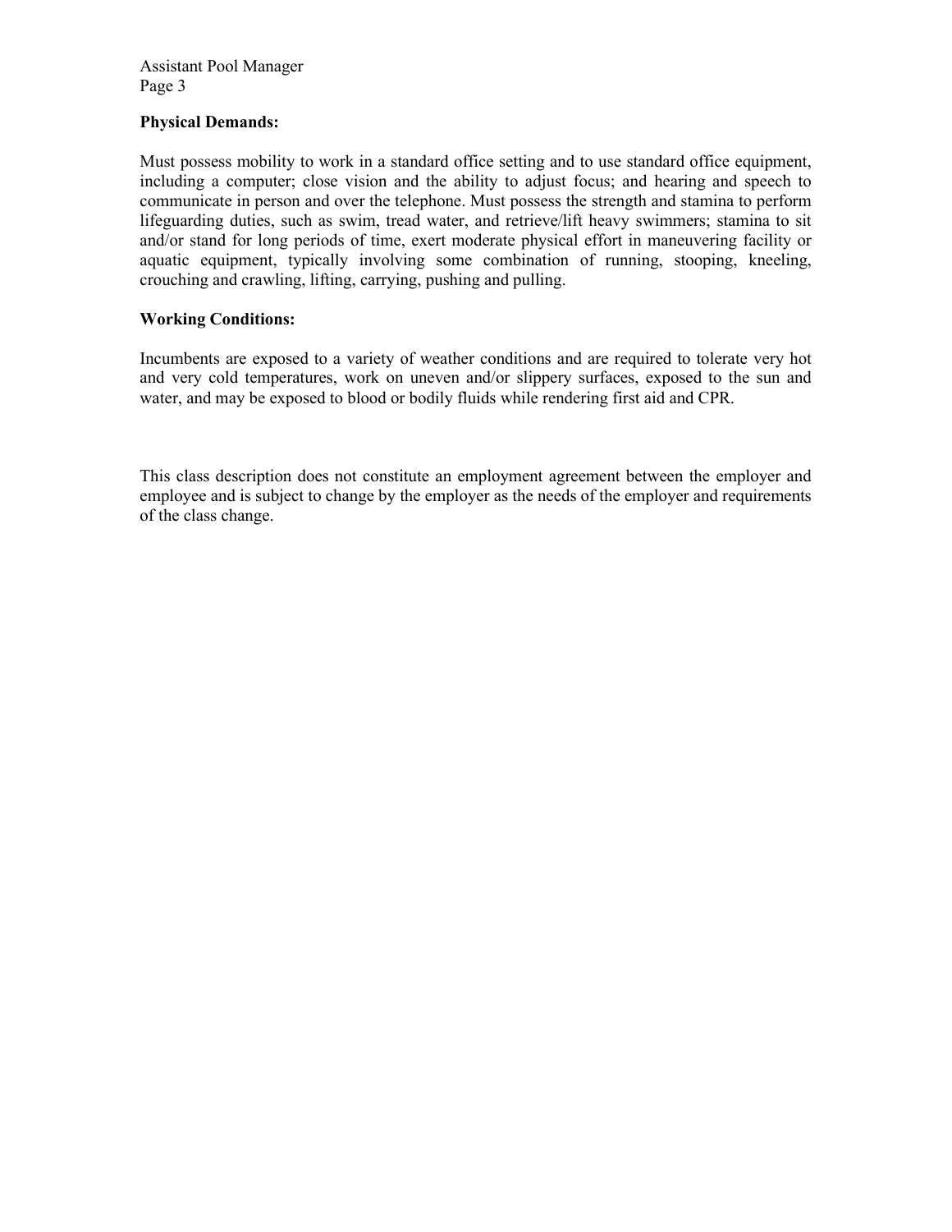**Physical Demands:**

Must possess mobility to work in a standard office setting and to use standard office equipment, including a computer; close vision and the ability to adjust focus; and hearing and speech to communicate in person and over the telephone. Must possess the strength and stamina to perform lifeguarding duties, such as swim, tread water, and retrieve/lift heavy swimmers; stamina to sit and/or stand for long periods of time, exert moderate physical effort in maneuvering facility or aquatic equipment, typically involving some combination of running, stooping, kneeling, crouching and crawling, lifting, carrying, pushing and pulling.

**Working Conditions:**

Incumbents are exposed to a variety of weather conditions and are required to tolerate very hot and very cold temperatures, work on uneven and/or slippery surfaces, exposed to the sun and water, and may be exposed to blood or bodily fluids while rendering first aid and CPR.

This class description does not constitute an employment agreement between the employer and employee and is subject to change by the employer as the needs of the employer and requirements of the class change.